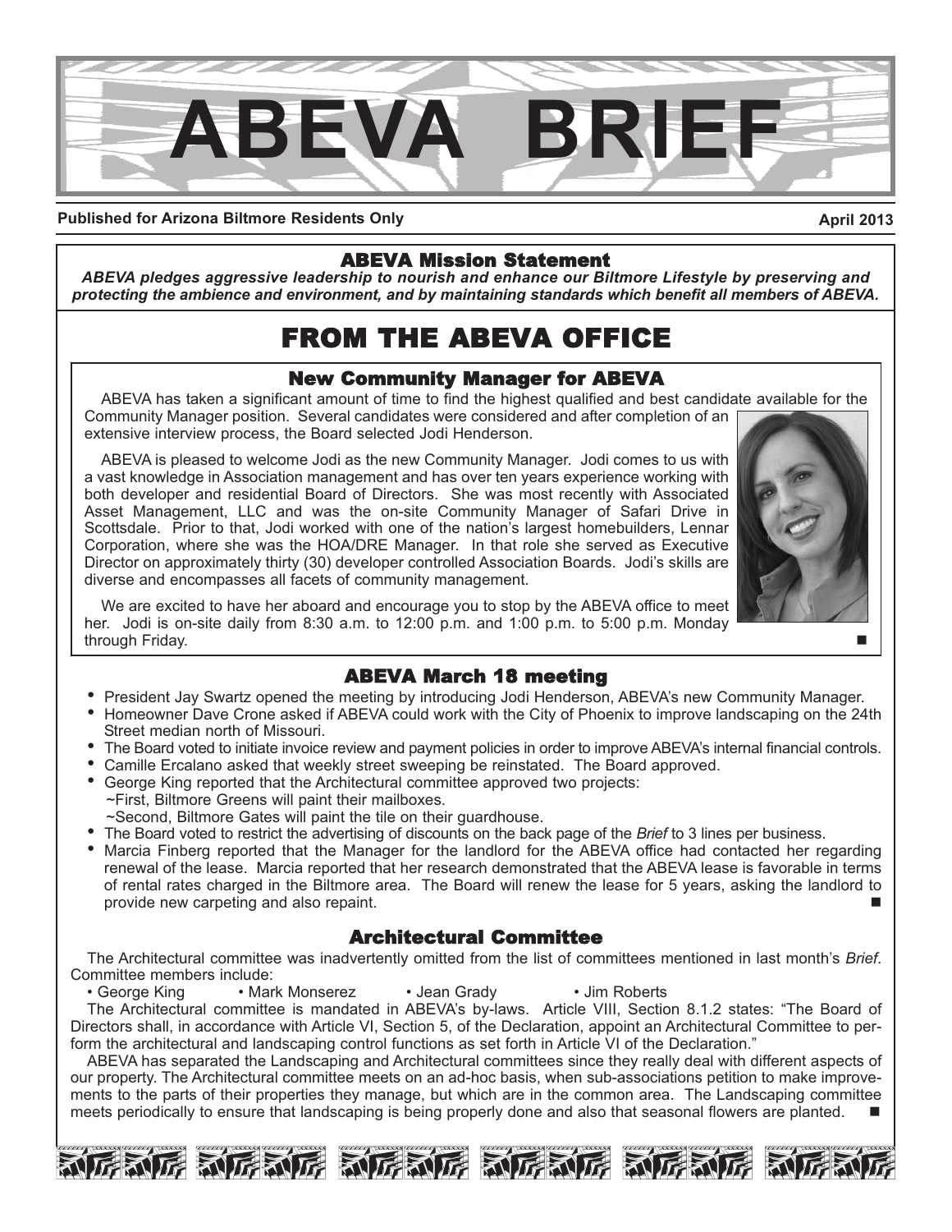// ABEVA BRIEF

**Published for Arizona Biltmore Residents Only** **April 2013**

## ABEVA Mission Statement

***ABEVA pledges aggressive leadership to nourish and enhance our Biltmore Lifestyle by preserving and protecting the ambience and environment, and by maintaining standards which benefit all members of ABEVA.***

# FROM THE ABEVA OFFICE

## New Community Manager for ABEVA

ABEVA has taken a significant amount of time to find the highest qualified and best candidate available for the Community Manager position. Several candidates were considered and after completion of an extensive interview process, the Board selected Jodi Henderson.

ABEVA is pleased to welcome Jodi as the new Community Manager. Jodi comes to us with a vast knowledge in Association management and has over ten years experience working with both developer and residential Board of Directors. She was most recently with Associated Asset Management, LLC and was the on-site Community Manager of Safari Drive in Scottsdale. Prior to that, Jodi worked with one of the nation's largest homebuilders, Lennar Corporation, where she was the HOA/DRE Manager. In that role she served as Executive Director on approximately thirty (30) developer controlled Association Boards. Jodi's skills are diverse and encompasses all facets of community management.

We are excited to have her aboard and encourage you to stop by the ABEVA office to meet her. Jodi is on-site daily from 8:30 a.m. to 12:00 p.m. and 1:00 p.m. to 5:00 p.m. Monday through Friday. ■

## ABEVA March 18 meeting

- President Jay Swartz opened the meeting by introducing Jodi Henderson, ABEVA's new Community Manager.
- Homeowner Dave Crone asked if ABEVA could work with the City of Phoenix to improve landscaping on the 24th Street median north of Missouri.
- The Board voted to initiate invoice review and payment policies in order to improve ABEVA's internal financial controls.
- Camille Ercalano asked that weekly street sweeping be reinstated. The Board approved.
- George King reported that the Architectural committee approved two projects:
  ~First, Biltmore Greens will paint their mailboxes.
  ~Second, Biltmore Gates will paint the tile on their guardhouse.
- The Board voted to restrict the advertising of discounts on the back page of the *Brief* to 3 lines per business.
- Marcia Finberg reported that the Manager for the landlord for the ABEVA office had contacted her regarding renewal of the lease. Marcia reported that her research demonstrated that the ABEVA lease is favorable in terms of rental rates charged in the Biltmore area. The Board will renew the lease for 5 years, asking the landlord to provide new carpeting and also repaint. ■

## Architectural Committee

The Architectural committee was inadvertently omitted from the list of committees mentioned in last month's *Brief*. Committee members include:

• George King • Mark Monserez • Jean Grady • Jim Roberts

The Architectural committee is mandated in ABEVA's by-laws. Article VIII, Section 8.1.2 states: "The Board of Directors shall, in accordance with Article VI, Section 5, of the Declaration, appoint an Architectural Committee to perform the architectural and landscaping control functions as set forth in Article VI of the Declaration."

ABEVA has separated the Landscaping and Architectural committees since they really deal with different aspects of our property. The Architectural committee meets on an ad-hoc basis, when sub-associations petition to make improvements to the parts of their properties they manage, but which are in the common area. The Landscaping committee meets periodically to ensure that landscaping is being properly done and also that seasonal flowers are planted. ■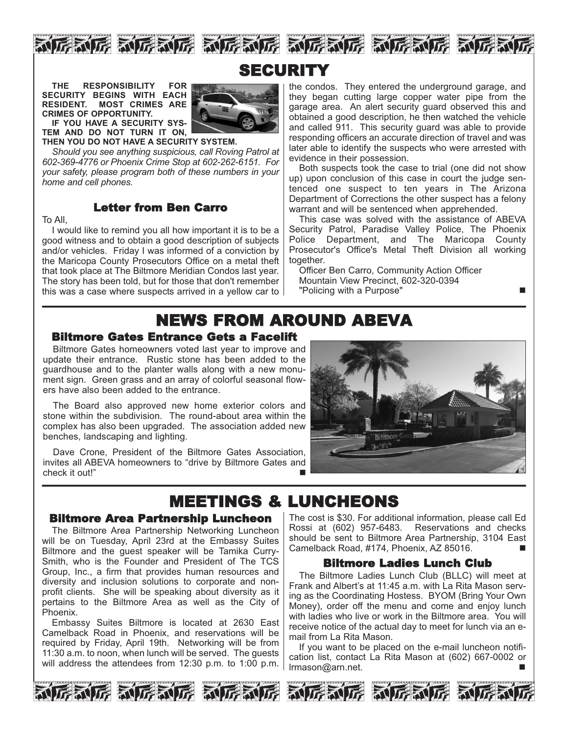# SECURITY

**THE RESPONSIBILITY FOR SECURITY BEGINS WITH EACH RESIDENT. MOST CRIMES ARE CRIMES OF OPPORTUNITY.**

**IF YOU HAVE A SECURITY SYSTEM AND DO NOT TURN IT ON, THEN YOU DO NOT HAVE A SECURITY SYSTEM.**

*Should you see anything suspicious, call Roving Patrol at 602-369-4776 or Phoenix Crime Stop at 602-262-6151. For your safety, please program both of these numbers in your home and cell phones.*

### Letter from Ben Carro

To All,

I would like to remind you all how important it is to be a good witness and to obtain a good description of subjects and/or vehicles. Friday I was informed of a conviction by the Maricopa County Prosecutors Office on a metal theft that took place at The Biltmore Meridian Condos last year. The story has been told, but for those that don't remember this was a case where suspects arrived in a yellow car to the condos. They entered the underground garage, and they began cutting large copper water pipe from the garage area. An alert security guard observed this and obtained a good description, he then watched the vehicle and called 911. This security guard was able to provide responding officers an accurate direction of travel and was later able to identify the suspects who were arrested with evidence in their possession.

Both suspects took the case to trial (one did not show up) upon conclusion of this case in court the judge sentenced one suspect to ten years in The Arizona Department of Corrections the other suspect has a felony warrant and will be sentenced when apprehended.

This case was solved with the assistance of ABEVA Security Patrol, Paradise Valley Police, The Phoenix Police Department, and The Maricopa County Prosecutor's Office's Metal Theft Division all working together.

Officer Ben Carro, Community Action Officer
Mountain View Precinct, 602-320-0394
"Policing with a Purpose" ■

# NEWS FROM AROUND ABEVA

### Biltmore Gates Entrance Gets a Facelift

Biltmore Gates homeowners voted last year to improve and update their entrance. Rustic stone has been added to the guardhouse and to the planter walls along with a new monument sign. Green grass and an array of colorful seasonal flowers have also been added to the entrance.

The Board also approved new home exterior colors and stone within the subdivision. The round-about area within the complex has also been upgraded. The association added new benches, landscaping and lighting.

Dave Crone, President of the Biltmore Gates Association, invites all ABEVA homeowners to "drive by Biltmore Gates and check it out!" ■

# MEETINGS & LUNCHEONS

### Biltmore Area Partnership Luncheon

The Biltmore Area Partnership Networking Luncheon will be on Tuesday, April 23rd at the Embassy Suites Biltmore and the guest speaker will be Tamika Curry-Smith, who is the Founder and President of The TCS Group, Inc., a firm that provides human resources and diversity and inclusion solutions to corporate and non-profit clients. She will be speaking about diversity as it pertains to the Biltmore Area as well as the City of Phoenix.

Embassy Suites Biltmore is located at 2630 East Camelback Road in Phoenix, and reservations will be required by Friday, April 19th. Networking will be from 11:30 a.m. to noon, when lunch will be served. The guests will address the attendees from 12:30 p.m. to 1:00 p.m. The cost is $30. For additional information, please call Ed Rossi at (602) 957-6483. Reservations and checks should be sent to Biltmore Area Partnership, 3104 East Camelback Road, #174, Phoenix, AZ 85016. ■

### Biltmore Ladies Lunch Club

The Biltmore Ladies Lunch Club (BLLC) will meet at Frank and Albert's at 11:45 a.m. with La Rita Mason serving as the Coordinating Hostess. BYOM (Bring Your Own Money), order off the menu and come and enjoy lunch with ladies who live or work in the Biltmore area. You will receive notice of the actual day to meet for lunch via an e-mail from La Rita Mason.

If you want to be placed on the e-mail luncheon notification list, contact La Rita Mason at (602) 667-0002 or lrmason@arn.net. ■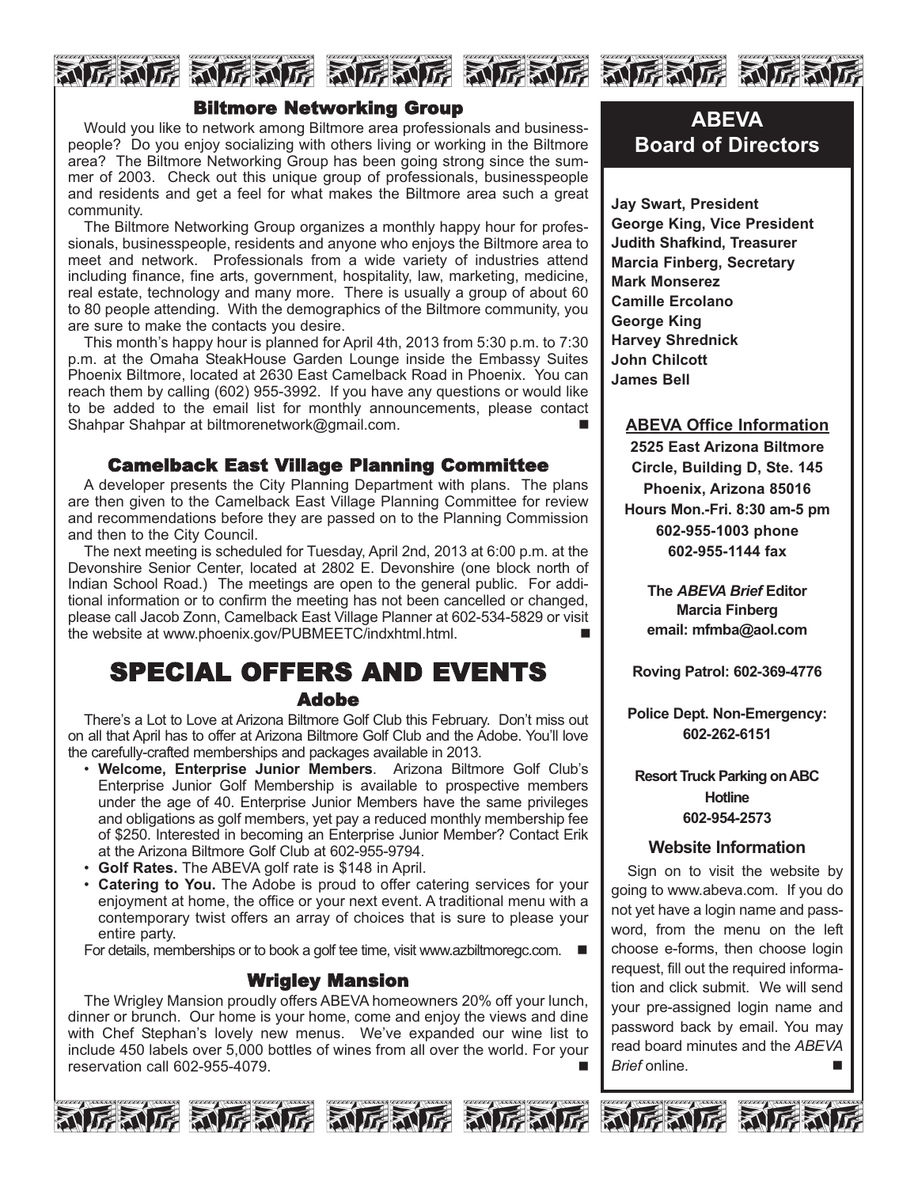## Biltmore Networking Group

Would you like to network among Biltmore area professionals and businesspeople? Do you enjoy socializing with others living or working in the Biltmore area? The Biltmore Networking Group has been going strong since the summer of 2003. Check out this unique group of professionals, businesspeople and residents and get a feel for what makes the Biltmore area such a great community.

The Biltmore Networking Group organizes a monthly happy hour for professionals, businesspeople, residents and anyone who enjoys the Biltmore area to meet and network. Professionals from a wide variety of industries attend including finance, fine arts, government, hospitality, law, marketing, medicine, real estate, technology and many more. There is usually a group of about 60 to 80 people attending. With the demographics of the Biltmore community, you are sure to make the contacts you desire.

This month's happy hour is planned for April 4th, 2013 from 5:30 p.m. to 7:30 p.m. at the Omaha SteakHouse Garden Lounge inside the Embassy Suites Phoenix Biltmore, located at 2630 East Camelback Road in Phoenix. You can reach them by calling (602) 955-3992. If you have any questions or would like to be added to the email list for monthly announcements, please contact Shahpar Shahpar at biltmorenetwork@gmail.com. ■

## Camelback East Village Planning Committee

A developer presents the City Planning Department with plans. The plans are then given to the Camelback East Village Planning Committee for review and recommendations before they are passed on to the Planning Commission and then to the City Council.

The next meeting is scheduled for Tuesday, April 2nd, 2013 at 6:00 p.m. at the Devonshire Senior Center, located at 2802 E. Devonshire (one block north of Indian School Road.) The meetings are open to the general public. For additional information or to confirm the meeting has not been cancelled or changed, please call Jacob Zonn, Camelback East Village Planner at 602-534-5829 or visit the website at www.phoenix.gov/PUBMEETC/indxhtml.html. ■

# SPECIAL OFFERS AND EVENTS

## Adobe

There's a Lot to Love at Arizona Biltmore Golf Club this February. Don't miss out on all that April has to offer at Arizona Biltmore Golf Club and the Adobe. You'll love the carefully-crafted memberships and packages available in 2013.

- **Welcome, Enterprise Junior Members**. Arizona Biltmore Golf Club's Enterprise Junior Golf Membership is available to prospective members under the age of 40. Enterprise Junior Members have the same privileges and obligations as golf members, yet pay a reduced monthly membership fee of $250. Interested in becoming an Enterprise Junior Member? Contact Erik at the Arizona Biltmore Golf Club at 602-955-9794.
- **Golf Rates.** The ABEVA golf rate is $148 in April.
- **Catering to You.** The Adobe is proud to offer catering services for your enjoyment at home, the office or your next event. A traditional menu with a contemporary twist offers an array of choices that is sure to please your entire party.

For details, memberships or to book a golf tee time, visit www.azbiltmoregc.com. ■

## Wrigley Mansion

The Wrigley Mansion proudly offers ABEVA homeowners 20% off your lunch, dinner or brunch. Our home is your home, come and enjoy the views and dine with Chef Stephan's lovely new menus. We've expanded our wine list to include 450 labels over 5,000 bottles of wines from all over the world. For your reservation call 602-955-4079. ■

## ABEVA Board of Directors

**Jay Swart, President**
**George King, Vice President**
**Judith Shafkind, Treasurer**
**Marcia Finberg, Secretary**
**Mark Monserez**
**Camille Ercolano**
**George King**
**Harvey Shrednick**
**John Chilcott**
**James Bell**

### ABEVA Office Information

**2525 East Arizona Biltmore Circle, Building D, Ste. 145**
**Phoenix, Arizona 85016**
**Hours Mon.-Fri. 8:30 am-5 pm**
**602-955-1003 phone**
**602-955-1144 fax**

**The *ABEVA Brief* Editor**
**Marcia Finberg**
**email: mfmba@aol.com**

**Roving Patrol: 602-369-4776**

**Police Dept. Non-Emergency: 602-262-6151**

**Resort Truck Parking on ABC Hotline**
**602-954-2573**

### Website Information

Sign on to visit the website by going to www.abeva.com. If you do not yet have a login name and password, from the menu on the left choose e-forms, then choose login request, fill out the required information and click submit. We will send your pre-assigned login name and password back by email. You may read board minutes and the *ABEVA Brief* online. ■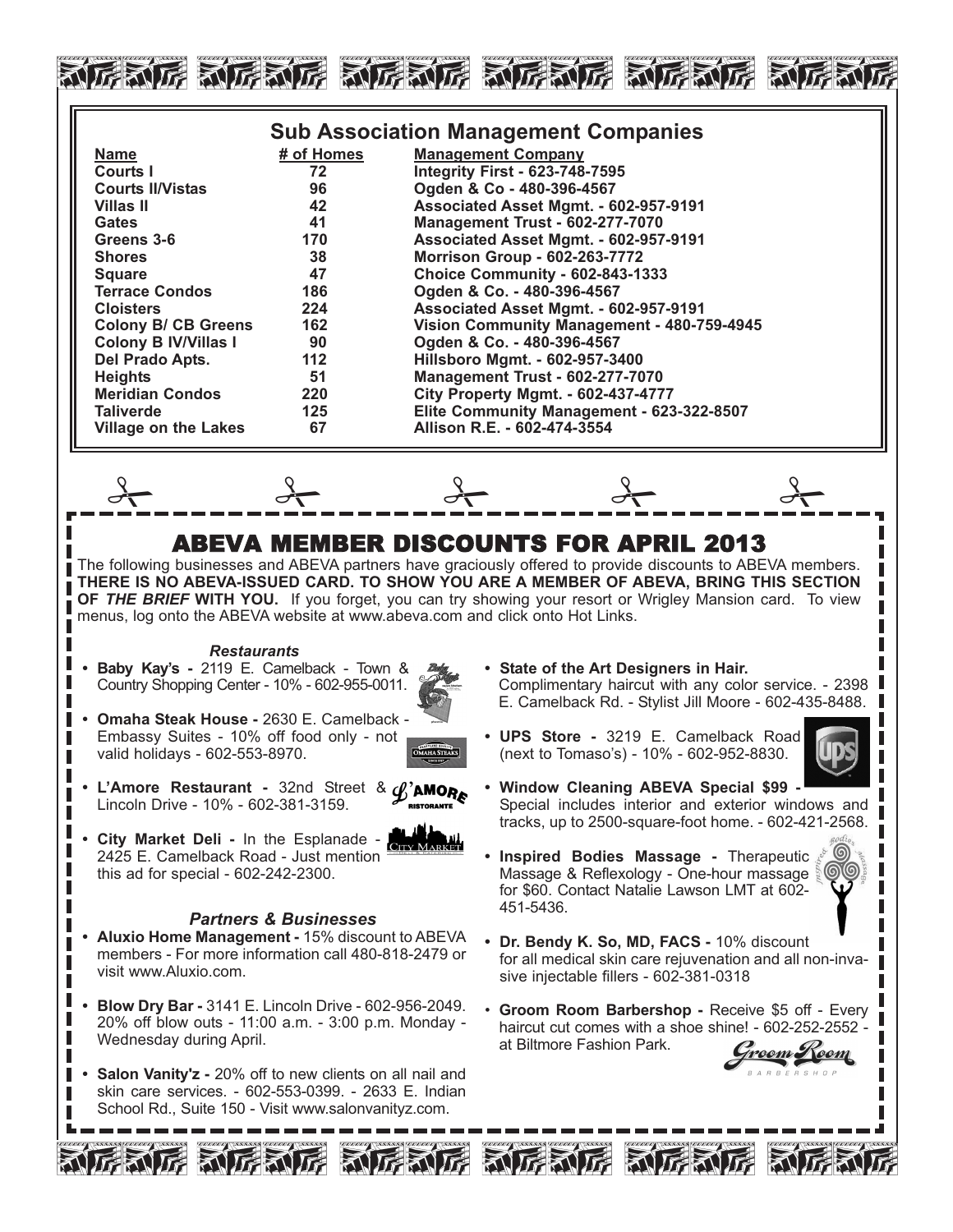## Sub Association Management Companies

| Name | # of Homes | Management Company |
|---|---|---|
| Courts I | 72 | Integrity First - 623-748-7595 |
| Courts II/Vistas | 96 | Ogden & Co - 480-396-4567 |
| Villas II | 42 | Associated Asset Mgmt. - 602-957-9191 |
| Gates | 41 | Management Trust - 602-277-7070 |
| Greens 3-6 | 170 | Associated Asset Mgmt. - 602-957-9191 |
| Shores | 38 | Morrison Group - 602-263-7772 |
| Square | 47 | Choice Community - 602-843-1333 |
| Terrace Condos | 186 | Ogden & Co. - 480-396-4567 |
| Cloisters | 224 | Associated Asset Mgmt. - 602-957-9191 |
| Colony B/ CB Greens | 162 | Vision Community Management - 480-759-4945 |
| Colony B IV/Villas I | 90 | Ogden & Co. - 480-396-4567 |
| Del Prado Apts. | 112 | Hillsboro Mgmt. - 602-957-3400 |
| Heights | 51 | Management Trust - 602-277-7070 |
| Meridian Condos | 220 | City Property Mgmt. - 602-437-4777 |
| Taliverde | 125 | Elite Community Management - 623-322-8507 |
| Village on the Lakes | 67 | Allison R.E. - 602-474-3554 |

## ABEVA MEMBER DISCOUNTS FOR APRIL 2013

The following businesses and ABEVA partners have graciously offered to provide discounts to ABEVA members. **THERE IS NO ABEVA-ISSUED CARD. TO SHOW YOU ARE A MEMBER OF ABEVA, BRING THIS SECTION OF *THE BRIEF* WITH YOU.** If you forget, you can try showing your resort or Wrigley Mansion card. To view menus, log onto the ABEVA website at www.abeva.com and click onto Hot Links.

### *Restaurants*

- **Baby Kay's -** 2119 E. Camelback - Town & Country Shopping Center - 10% - 602-955-0011.
- **Omaha Steak House -** 2630 E. Camelback - Embassy Suites - 10% off food only - not valid holidays - 602-553-8970.
- **L'Amore Restaurant -** 32nd Street & Lincoln Drive - 10% - 602-381-3159.
- **City Market Deli -** In the Esplanade - 2425 E. Camelback Road - Just mention this ad for special - 602-242-2300.

### *Partners & Businesses*

- **Aluxio Home Management -** 15% discount to ABEVA members - For more information call 480-818-2479 or visit www.Aluxio.com.
- **Blow Dry Bar -** 3141 E. Lincoln Drive - 602-956-2049. 20% off blow outs - 11:00 a.m. - 3:00 p.m. Monday - Wednesday during April.
- **Salon Vanity'z -** 20% off to new clients on all nail and skin care services. - 602-553-0399. - 2633 E. Indian School Rd., Suite 150 - Visit www.salonvanityz.com.
- **State of the Art Designers in Hair.** Complimentary haircut with any color service. - 2398 E. Camelback Rd. - Stylist Jill Moore - 602-435-8488.
- **UPS Store -** 3219 E. Camelback Road (next to Tomaso's) - 10% - 602-952-8830.
- **Window Cleaning ABEVA Special $99 -** Special includes interior and exterior windows and tracks, up to 2500-square-foot home. - 602-421-2568.
- **Inspired Bodies Massage -** Therapeutic Massage & Reflexology - One-hour massage for $60. Contact Natalie Lawson LMT at 602-451-5436.
- **Dr. Bendy K. So, MD, FACS -** 10% discount for all medical skin care rejuvenation and all non-invasive injectable fillers - 602-381-0318
- **Groom Room Barbershop -** Receive $5 off - Every haircut cut comes with a shoe shine! - 602-252-2552 - at Biltmore Fashion Park.